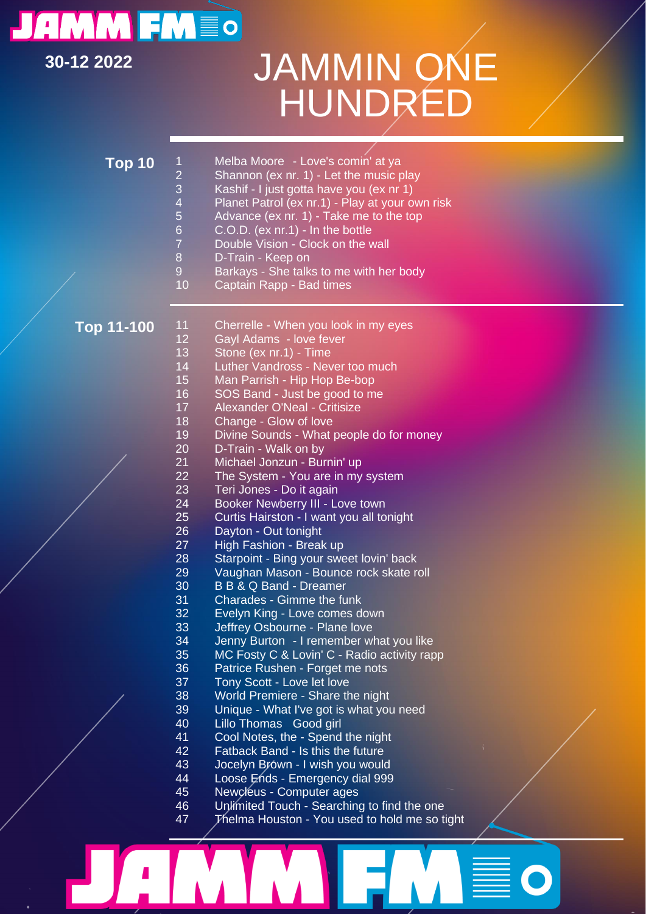JAMM FM

30-12 2022

# JAMMIN ONE HUNDRED

## Top 10

1 Melba Moore - Love's comin' at ya
2 Shannon (ex nr. 1) - Let the music play
3 Kashif - I just gotta have you (ex nr 1)
4 Planet Patrol (ex nr.1) - Play at your own risk
5 Advance (ex nr. 1) - Take me to the top
6 C.O.D. (ex nr.1) - In the bottle
7 Double Vision - Clock on the wall
8 D-Train - Keep on
9 Barkays - She talks to me with her body
10 Captain Rapp - Bad times

## Top 11-100

11 Cherrelle - When you look in my eyes
12 Gayl Adams - love fever
13 Stone (ex nr.1) - Time
14 Luther Vandross - Never too much
15 Man Parrish - Hip Hop Be-bop
16 SOS Band - Just be good to me
17 Alexander O'Neal - Critisize
18 Change - Glow of love
19 Divine Sounds - What people do for money
20 D-Train - Walk on by
21 Michael Jonzun - Burnin' up
22 The System - You are in my system
23 Teri Jones - Do it again
24 Booker Newberry III - Love town
25 Curtis Hairston - I want you all tonight
26 Dayton - Out tonight
27 High Fashion - Break up
28 Starpoint - Bing your sweet lovin' back
29 Vaughan Mason - Bounce rock skate roll
30 B B & Q Band - Dreamer
31 Charades - Gimme the funk
32 Evelyn King - Love comes down
33 Jeffrey Osbourne - Plane love
34 Jenny Burton - I remember what you like
35 MC Fosty C & Lovin' C - Radio activity rapp
36 Patrice Rushen - Forget me nots
37 Tony Scott - Love let love
38 World Premiere - Share the night
39 Unique - What I've got is what you need
40 Lillo Thomas Good girl
41 Cool Notes, the - Spend the night
42 Fatback Band - Is this the future
43 Jocelyn Brown - I wish you would
44 Loose Ends - Emergency dial 999
45 Newcleus - Computer ages
46 Unlimited Touch - Searching to find the one
47 Thelma Houston - You used to hold me so tight

JAMM FM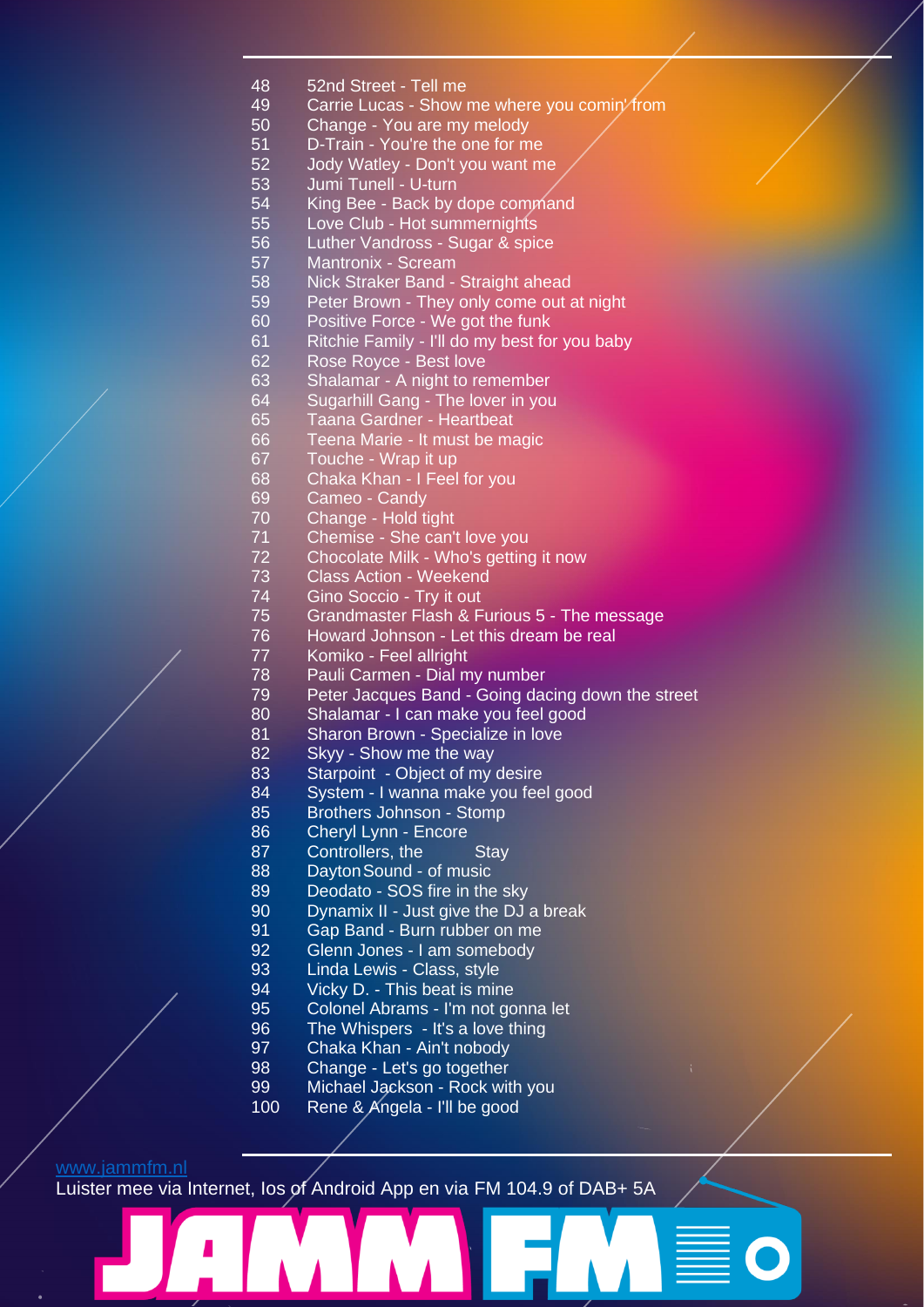48 52nd Street - Tell me
49 Carrie Lucas - Show me where you comin' from
50 Change - You are my melody
51 D-Train - You're the one for me
52 Jody Watley - Don't you want me
53 Jumi Tunell - U-turn
54 King Bee - Back by dope command
55 Love Club - Hot summernights
56 Luther Vandross - Sugar & spice
57 Mantronix - Scream
58 Nick Straker Band - Straight ahead
59 Peter Brown - They only come out at night
60 Positive Force - We got the funk
61 Ritchie Family - I'll do my best for you baby
62 Rose Royce - Best love
63 Shalamar - A night to remember
64 Sugarhill Gang - The lover in you
65 Taana Gardner - Heartbeat
66 Teena Marie - It must be magic
67 Touche - Wrap it up
68 Chaka Khan - I Feel for you
69 Cameo - Candy
70 Change - Hold tight
71 Chemise - She can't love you
72 Chocolate Milk - Who's getting it now
73 Class Action - Weekend
74 Gino Soccio - Try it out
75 Grandmaster Flash & Furious 5 - The message
76 Howard Johnson - Let this dream be real
77 Komiko - Feel allright
78 Pauli Carmen - Dial my number
79 Peter Jacques Band - Going dacing down the street
80 Shalamar - I can make you feel good
81 Sharon Brown - Specialize in love
82 Skyy - Show me the way
83 Starpoint - Object of my desire
84 System - I wanna make you feel good
85 Brothers Johnson - Stomp
86 Cheryl Lynn - Encore
87 Controllers, the Stay
88 Dayton Sound - of music
89 Deodato - SOS fire in the sky
90 Dynamix II - Just give the DJ a break
91 Gap Band - Burn rubber on me
92 Glenn Jones - I am somebody
93 Linda Lewis - Class, style
94 Vicky D. - This beat is mine
95 Colonel Abrams - I'm not gonna let
96 The Whispers - It's a love thing
97 Chaka Khan - Ain't nobody
98 Change - Let's go together
99 Michael Jackson - Rock with you
100 Rene & Angela - I'll be good

www.jammfm.nl

Luister mee via Internet, Ios of Android App en via FM 104.9 of DAB+ 5A

JAMM FM